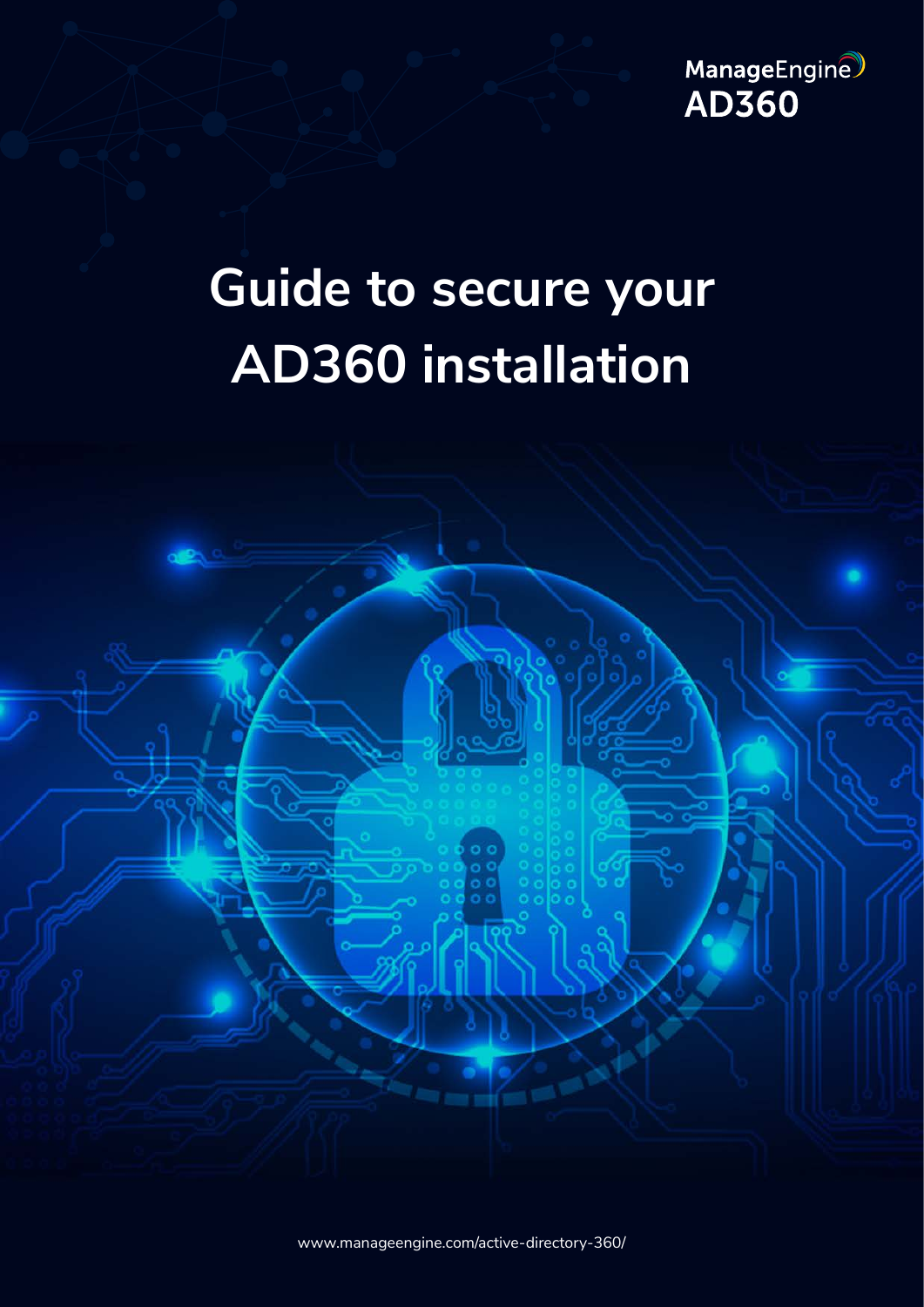ManageEngine AD360

# Guide to secure your AD360 installation

www.manageengine.com/active-directory-360/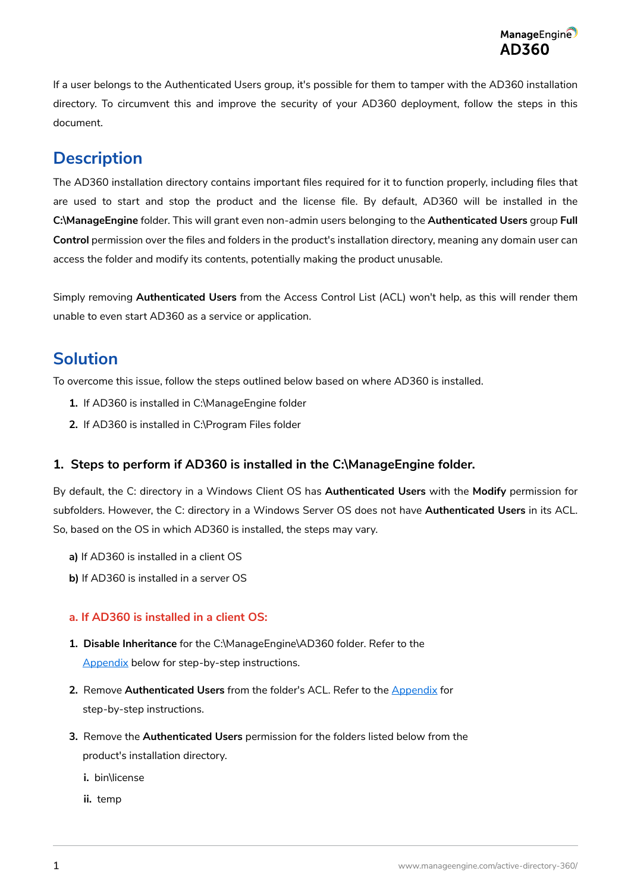If a user belongs to the Authenticated Users group, it's possible for them to tamper with the AD360 installation directory. To circumvent this and improve the security of your AD360 deployment, follow the steps in this document.

## Description

The AD360 installation directory contains important files required for it to function properly, including files that are used to start and stop the product and the license file. By default, AD360 will be installed in the **C:\ManageEngine** folder. This will grant even non-admin users belonging to the **Authenticated Users** group **Full Control** permission over the files and folders in the product's installation directory, meaning any domain user can access the folder and modify its contents, potentially making the product unusable.

Simply removing **Authenticated Users** from the Access Control List (ACL) won't help, as this will render them unable to even start AD360 as a service or application.

## Solution

To overcome this issue, follow the steps outlined below based on where AD360 is installed.

1. If AD360 is installed in C:\ManageEngine folder
2. If AD360 is installed in C:\Program Files folder

### 1. Steps to perform if AD360 is installed in the C:\ManageEngine folder.

By default, the C: directory in a Windows Client OS has **Authenticated Users** with the **Modify** permission for subfolders. However, the C: directory in a Windows Server OS does not have **Authenticated Users** in its ACL. So, based on the OS in which AD360 is installed, the steps may vary.

**a)** If AD360 is installed in a client OS

**b)** If AD360 is installed in a server OS

#### a. If AD360 is installed in a client OS:

1. **Disable Inheritance** for the C:\ManageEngine\AD360 folder. Refer to the Appendix below for step-by-step instructions.
2. Remove **Authenticated Users** from the folder's ACL. Refer to the Appendix for step-by-step instructions.
3. Remove the **Authenticated Users** permission for the folders listed below from the product's installation directory.
   - **i.** bin\license
   - **ii.** temp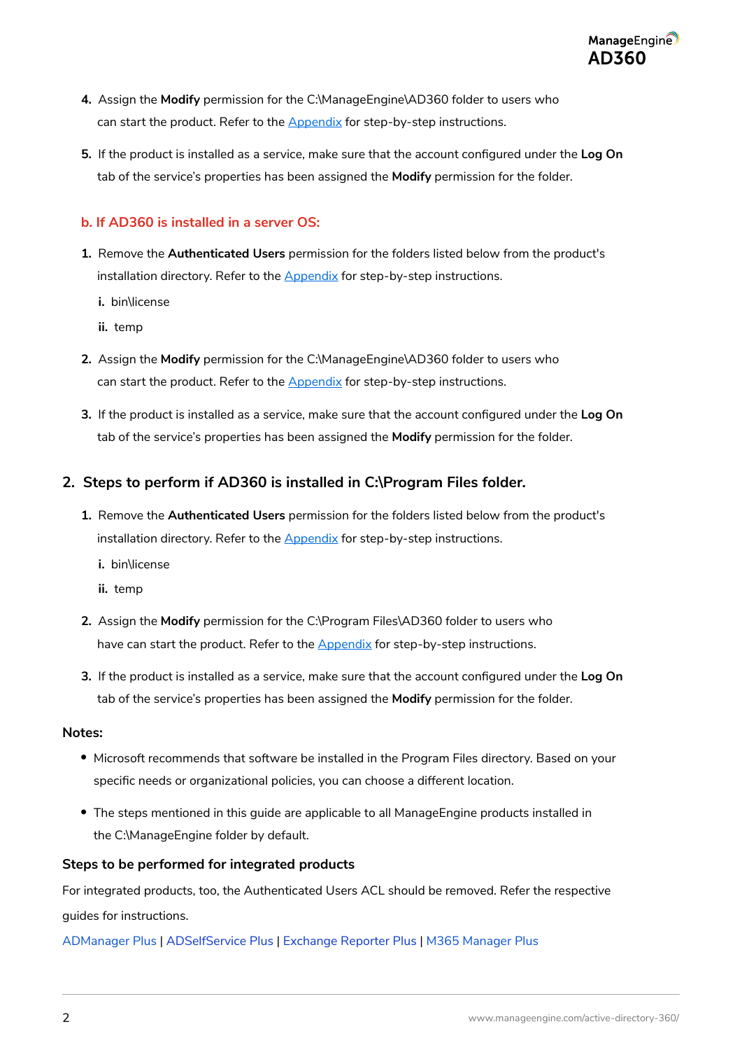4. Assign the **Modify** permission for the C:\ManageEngine\AD360 folder to users who can start the product. Refer to the Appendix for step-by-step instructions.

5. If the product is installed as a service, make sure that the account configured under the **Log On** tab of the service's properties has been assigned the **Modify** permission for the folder.

### b. If AD360 is installed in a server OS:

1. Remove the **Authenticated Users** permission for the folders listed below from the product's installation directory. Refer to the Appendix for step-by-step instructions.

   i. bin\license

   ii. temp

2. Assign the **Modify** permission for the C:\ManageEngine\AD360 folder to users who can start the product. Refer to the Appendix for step-by-step instructions.

3. If the product is installed as a service, make sure that the account configured under the **Log On** tab of the service's properties has been assigned the **Modify** permission for the folder.

## 2. Steps to perform if AD360 is installed in C:\Program Files folder.

1. Remove the **Authenticated Users** permission for the folders listed below from the product's installation directory. Refer to the Appendix for step-by-step instructions.

   i. bin\license

   ii. temp

2. Assign the **Modify** permission for the C:\Program Files\AD360 folder to users who have can start the product. Refer to the Appendix for step-by-step instructions.

3. If the product is installed as a service, make sure that the account configured under the **Log On** tab of the service's properties has been assigned the **Modify** permission for the folder.

**Notes:**

- Microsoft recommends that software be installed in the Program Files directory. Based on your specific needs or organizational policies, you can choose a different location.
- The steps mentioned in this guide are applicable to all ManageEngine products installed in the C:\ManageEngine folder by default.

### Steps to be performed for integrated products

For integrated products, too, the Authenticated Users ACL should be removed. Refer the respective guides for instructions.

ADManager Plus | ADSelfService Plus | Exchange Reporter Plus | M365 Manager Plus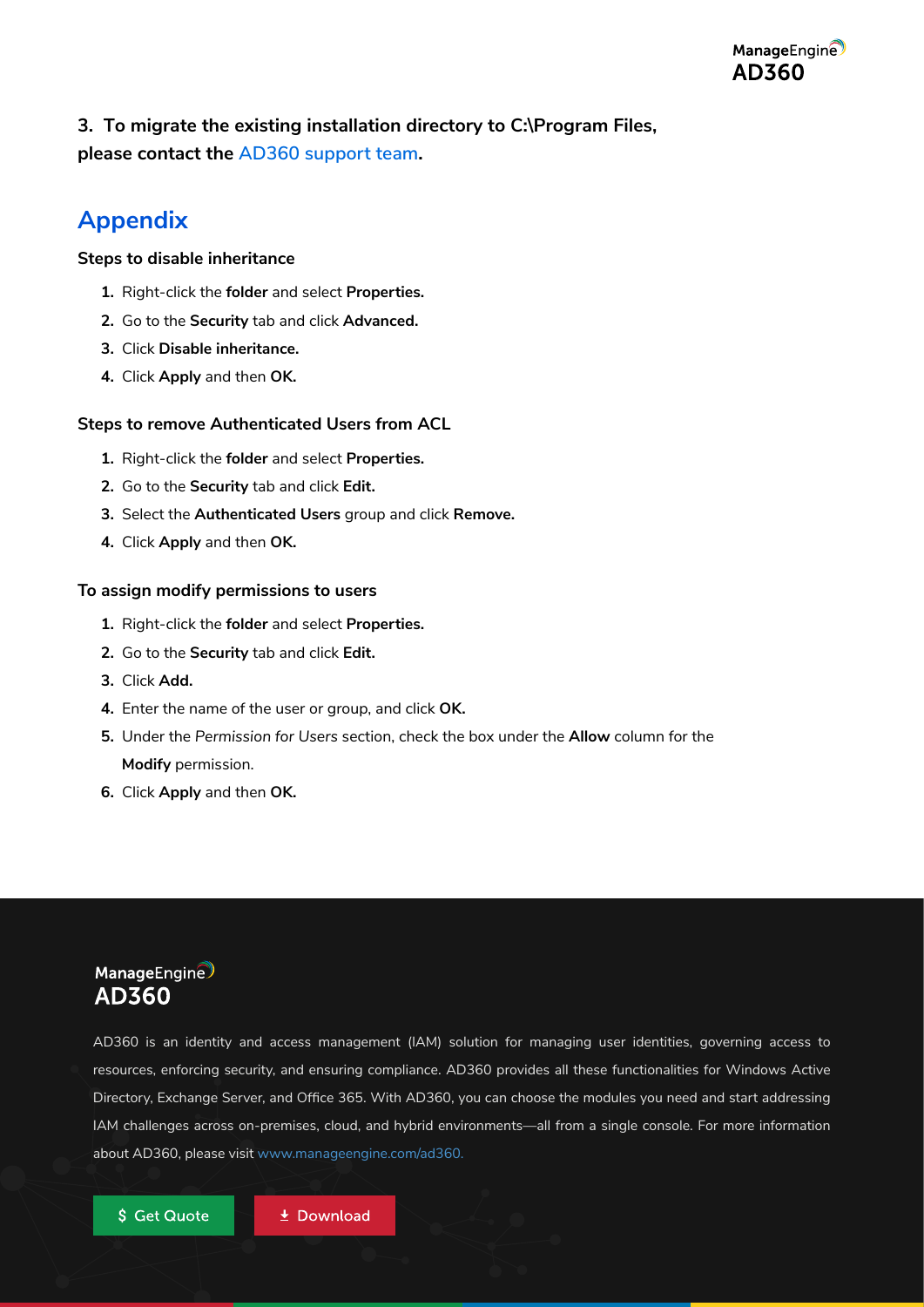**3. To migrate the existing installation directory to C:\Program Files, please contact the AD360 support team.**

## Appendix

#### Steps to disable inheritance

1. Right-click the **folder** and select **Properties.**
2. Go to the **Security** tab and click **Advanced.**
3. Click **Disable inheritance.**
4. Click **Apply** and then **OK.**

#### Steps to remove Authenticated Users from ACL

1. Right-click the **folder** and select **Properties.**
2. Go to the **Security** tab and click **Edit.**
3. Select the **Authenticated Users** group and click **Remove.**
4. Click **Apply** and then **OK.**

#### To assign modify permissions to users

1. Right-click the **folder** and select **Properties.**
2. Go to the **Security** tab and click **Edit.**
3. Click **Add.**
4. Enter the name of the user or group, and click **OK.**
5. Under the *Permission for Users* section, check the box under the **Allow** column for the **Modify** permission.
6. Click **Apply** and then **OK.**

ManageEngine
**AD360**

AD360 is an identity and access management (IAM) solution for managing user identities, governing access to resources, enforcing security, and ensuring compliance. AD360 provides all these functionalities for Windows Active Directory, Exchange Server, and Office 365. With AD360, you can choose the modules you need and start addressing IAM challenges across on-premises, cloud, and hybrid environments—all from a single console. For more information about AD360, please visit www.manageengine.com/ad360.

$ Get Quote

Download